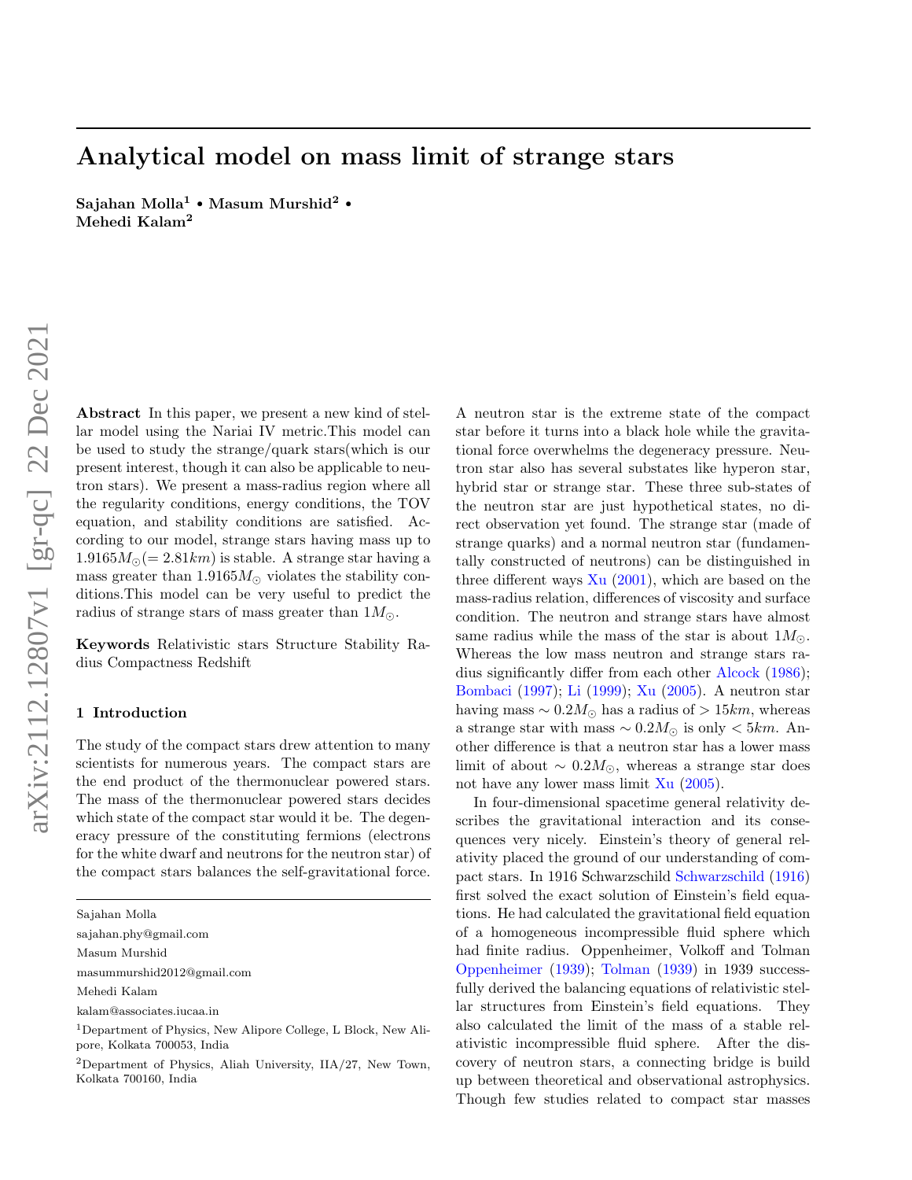# Analytical model on mass limit of strange stars

**Sajahan Molla[1] • Masum Murshid[2] • Mehedi Kalam[2]**

**Abstract** In this paper, we present a new kind of stellar model using the Nariai IV metric.This model can be used to study the strange/quark stars(which is our present interest, though it can also be applicable to neutron stars). We present a mass-radius region where all the regularity conditions, energy conditions, the TOV equation, and stability conditions are satisfied. According to our model, strange stars having mass up to $1.9165M_{\odot}(= 2.81km)$ is stable. A strange star having a mass greater than $1.9165M_{\odot}$ violates the stability conditions.This model can be very useful to predict the radius of strange stars of mass greater than $1M_{\odot}$.

**Keywords** Relativistic stars Structure Stability Radius Compactness Redshift

## 1 Introduction

The study of the compact stars drew attention to many scientists for numerous years. The compact stars are the end product of the thermonuclear powered stars. The mass of the thermonuclear powered stars decides which state of the compact star would it be. The degeneracy pressure of the constituting fermions (electrons for the white dwarf and neutrons for the neutron star) of the compact stars balances the self-gravitational force. A neutron star is the extreme state of the compact star before it turns into a black hole while the gravitational force overwhelms the degeneracy pressure. Neutron star also has several substates like hyperon star, hybrid star or strange star. These three sub-states of the neutron star are just hypothetical states, no direct observation yet found. The strange star (made of strange quarks) and a normal neutron star (fundamentally constructed of neutrons) can be distinguished in three different ways Xu (2001), which are based on the mass-radius relation, differences of viscosity and surface condition. The neutron and strange stars have almost same radius while the mass of the star is about $1M_{\odot}$. Whereas the low mass neutron and strange stars radius significantly differ from each other Alcock (1986); Bombaci (1997); Li (1999); Xu (2005). A neutron star having mass $\sim 0.2M_{\odot}$ has a radius of $> 15km$, whereas a strange star with mass $\sim 0.2M_{\odot}$ is only $< 5km$. Another difference is that a neutron star has a lower mass limit of about $\sim 0.2M_{\odot}$, whereas a strange star does not have any lower mass limit Xu (2005).

In four-dimensional spacetime general relativity describes the gravitational interaction and its consequences very nicely. Einstein's theory of general relativity placed the ground of our understanding of compact stars. In 1916 Schwarzschild Schwarzschild (1916) first solved the exact solution of Einstein's field equations. He had calculated the gravitational field equation of a homogeneous incompressible fluid sphere which had finite radius. Oppenheimer, Volkoff and Tolman Oppenheimer (1939); Tolman (1939) in 1939 successfully derived the balancing equations of relativistic stellar structures from Einstein's field equations. They also calculated the limit of the mass of a stable relativistic incompressible fluid sphere. After the discovery of neutron stars, a connecting bridge is build up between theoretical and observational astrophysics. Though few studies related to compact star masses

---

Sajahan Molla

sajahan.phy@gmail.com

Masum Murshid

masummurshid2012@gmail.com

Mehedi Kalam

kalam@associates.iucaa.in

[1]Department of Physics, New Alipore College, L Block, New Alipore, Kolkata 700053, India

[2]Department of Physics, Aliah University, IIA/27, New Town, Kolkata 700160, India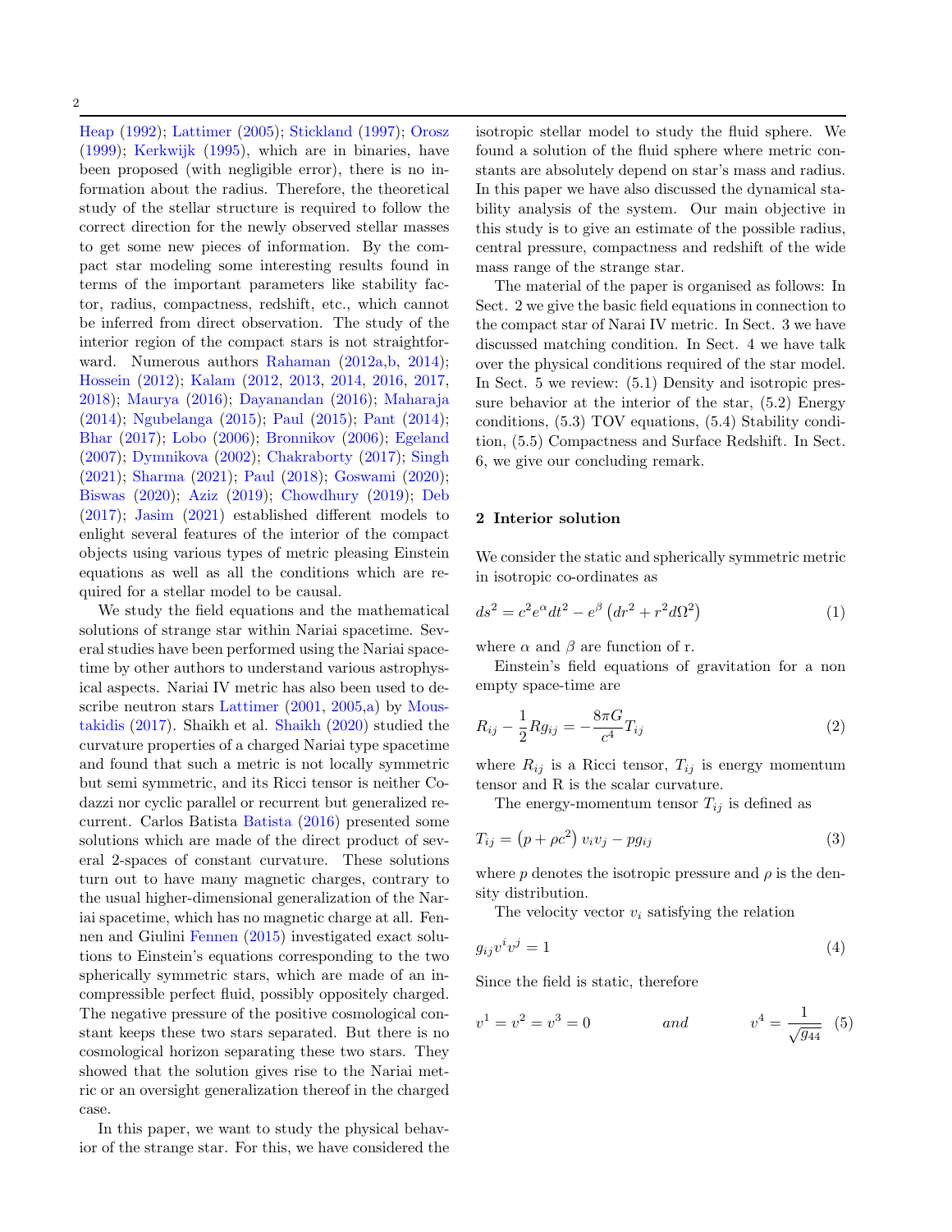Heap (1992); Lattimer (2005); Stickland (1997); Orosz (1999); Kerkwijk (1995), which are in binaries, have been proposed (with negligible error), there is no information about the radius. Therefore, the theoretical study of the stellar structure is required to follow the correct direction for the newly observed stellar masses to get some new pieces of information. By the compact star modeling some interesting results found in terms of the important parameters like stability factor, radius, compactness, redshift, etc., which cannot be inferred from direct observation. The study of the interior region of the compact stars is not straightforward. Numerous authors Rahaman (2012a,b, 2014); Hossein (2012); Kalam (2012, 2013, 2014, 2016, 2017, 2018); Maurya (2016); Dayanandan (2016); Maharaja (2014); Ngubelanga (2015); Paul (2015); Pant (2014); Bhar (2017); Lobo (2006); Bronnikov (2006); Egeland (2007); Dymnikova (2002); Chakraborty (2017); Singh (2021); Sharma (2021); Paul (2018); Goswami (2020); Biswas (2020); Aziz (2019); Chowdhury (2019); Deb (2017); Jasim (2021) established different models to enlight several features of the interior of the compact objects using various types of metric pleasing Einstein equations as well as all the conditions which are required for a stellar model to be causal.

We study the field equations and the mathematical solutions of strange star within Nariai spacetime. Several studies have been performed using the Nariai spacetime by other authors to understand various astrophysical aspects. Nariai IV metric has also been used to describe neutron stars Lattimer (2001, 2005,a) by Moustakidis (2017). Shaikh et al. Shaikh (2020) studied the curvature properties of a charged Nariai type spacetime and found that such a metric is not locally symmetric but semi symmetric, and its Ricci tensor is neither Codazzi nor cyclic parallel or recurrent but generalized recurrent. Carlos Batista Batista (2016) presented some solutions which are made of the direct product of several 2-spaces of constant curvature. These solutions turn out to have many magnetic charges, contrary to the usual higher-dimensional generalization of the Nariai spacetime, which has no magnetic charge at all. Fennen and Giulini Fennen (2015) investigated exact solutions to Einstein's equations corresponding to the two spherically symmetric stars, which are made of an incompressible perfect fluid, possibly oppositely charged. The negative pressure of the positive cosmological constant keeps these two stars separated. But there is no cosmological horizon separating these two stars. They showed that the solution gives rise to the Nariai metric or an oversight generalization thereof in the charged case.

In this paper, we want to study the physical behavior of the strange star. For this, we have considered the isotropic stellar model to study the fluid sphere. We found a solution of the fluid sphere where metric constants are absolutely depend on star's mass and radius. In this paper we have also discussed the dynamical stability analysis of the system. Our main objective in this study is to give an estimate of the possible radius, central pressure, compactness and redshift of the wide mass range of the strange star.

The material of the paper is organised as follows: In Sect. 2 we give the basic field equations in connection to the compact star of Narai IV metric. In Sect. 3 we have discussed matching condition. In Sect. 4 we have talk over the physical conditions required of the star model. In Sect. 5 we review: (5.1) Density and isotropic pressure behavior at the interior of the star, (5.2) Energy conditions, (5.3) TOV equations, (5.4) Stability condition, (5.5) Compactness and Surface Redshift. In Sect. 6, we give our concluding remark.

## 2 Interior solution

We consider the static and spherically symmetric metric in isotropic co-ordinates as

$$ds^2 = c^2 e^{\alpha} dt^2 - e^{\beta}\left(dr^2 + r^2 d\Omega^2\right) \tag{1}$$

where $\alpha$ and $\beta$ are function of r.

Einstein's field equations of gravitation for a non empty space-time are

$$R_{ij} - \frac{1}{2} R g_{ij} = -\frac{8\pi G}{c^4} T_{ij} \tag{2}$$

where $R_{ij}$ is a Ricci tensor, $T_{ij}$ is energy momentum tensor and R is the scalar curvature.

The energy-momentum tensor $T_{ij}$ is defined as

$$T_{ij} = \left(p + \rho c^2\right) v_i v_j - p g_{ij} \tag{3}$$

where $p$ denotes the isotropic pressure and $\rho$ is the density distribution.

The velocity vector $v_i$ satisfying the relation

$$g_{ij} v^i v^j = 1 \tag{4}$$

Since the field is static, therefore

$$v^1 = v^2 = v^3 = 0 \qquad and \qquad v^4 = \frac{1}{\sqrt{g_{44}}} \tag{5}$$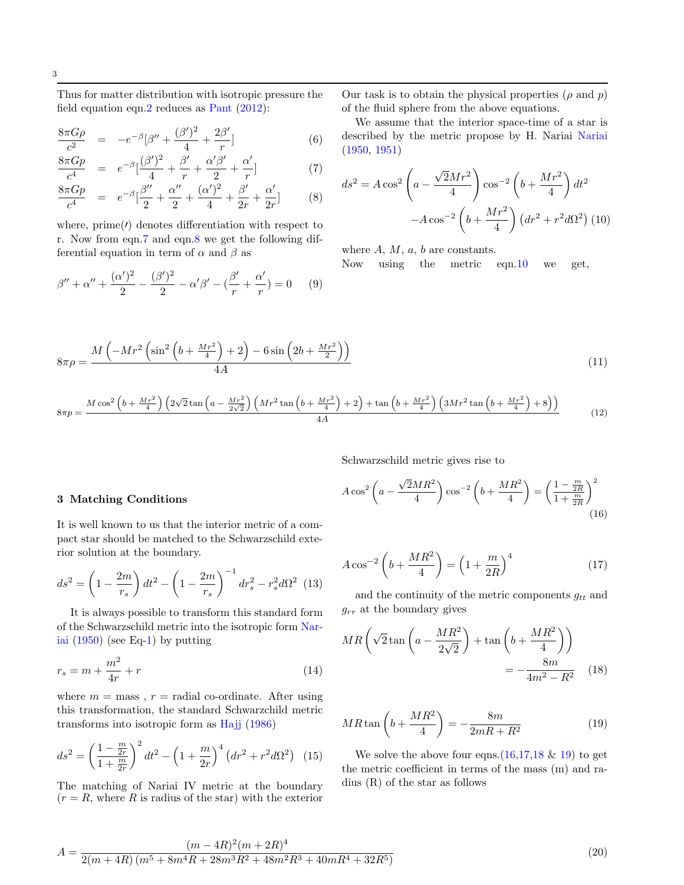Thus for matter distribution with isotropic pressure the field equation eqn.2 reduces as Pant (2012):

$$\frac{8\pi G\rho}{c^2} = -e^{-\beta}[\beta'' + \frac{(\beta')^2}{4} + \frac{2\beta'}{r}] \tag{6}$$

$$\frac{8\pi G p}{c^4} = e^{-\beta}[\frac{(\beta')^2}{4} + \frac{\beta'}{r} + \frac{\alpha'\beta'}{2} + \frac{\alpha'}{r}] \tag{7}$$

$$\frac{8\pi G p}{c^4} = e^{-\beta}[\frac{\beta''}{2} + \frac{\alpha''}{2} + \frac{(\alpha')^2}{4} + \frac{\beta'}{2r} + \frac{\alpha'}{2r}] \tag{8}$$

where, prime($\prime$) denotes differentiation with respect to r. Now from eqn.7 and eqn.8 we get the following differential equation in term of $\alpha$ and $\beta$ as

$$\beta'' + \alpha'' + \frac{(\alpha')^2}{2} - \frac{(\beta')^2}{2} - \alpha'\beta' - (\frac{\beta'}{r} + \frac{\alpha'}{r}) = 0 \tag{9}$$

Our task is to obtain the physical properties ($\rho$ and $p$) of the fluid sphere from the above equations.

We assume that the interior space-time of a star is described by the metric propose by H. Nariai Nariai (1950, 1951)

$$ds^2 = A\cos^2\left(a - \frac{\sqrt{2}Mr^2}{4}\right)\cos^{-2}\left(b + \frac{Mr^2}{4}\right)dt^2 - A\cos^{-2}\left(b + \frac{Mr^2}{4}\right)\left(dr^2 + r^2 d\Omega^2\right) \tag{10}$$

where $A$, $M$, $a$, $b$ are constants.

Now using the metric eqn.10 we get,

$$8\pi\rho = \frac{M\left(-Mr^2\left(\sin^2\left(b + \frac{Mr^2}{4}\right) + 2\right) - 6\sin\left(2b + \frac{Mr^2}{2}\right)\right)}{4A} \tag{11}$$

$$8\pi p = \frac{M\cos^2\left(b + \frac{Mr^2}{4}\right)\left(2\sqrt{2}\tan\left(a - \frac{Mr^2}{2\sqrt{2}}\right)\left(Mr^2\tan\left(b + \frac{Mr^2}{4}\right) + 2\right) + \tan\left(b + \frac{Mr^2}{4}\right)\left(3Mr^2\tan\left(b + \frac{Mr^2}{4}\right) + 8\right)\right)}{4A} \tag{12}$$

## 3 Matching Conditions

It is well known to us that the interior metric of a compact star should be matched to the Schwarzschild exterior solution at the boundary.

$$ds^2 = \left(1 - \frac{2m}{r_s}\right)dt^2 - \left(1 - \frac{2m}{r_s}\right)^{-1}dr_s^2 - r_s^2 d\Omega^2 \tag{13}$$

It is always possible to transform this standard form of the Schwarzschild metric into the isotropic form Nariai (1950) (see Eq-1) by putting

$$r_s = m + \frac{m^2}{4r} + r \tag{14}$$

where $m$ = mass , $r$ = radial co-ordinate. After using this transformation, the standard Schwarzschild metric transforms into isotropic form as Hajj (1986)

$$ds^2 = \left(\frac{1 - \frac{m}{2r}}{1 + \frac{m}{2r}}\right)^2 dt^2 - \left(1 + \frac{m}{2r}\right)^4\left(dr^2 + r^2 d\Omega^2\right) \tag{15}$$

The matching of Nariai IV metric at the boundary ($r = R$, where $R$ is radius of the star) with the exterior Schwarzschild metric gives rise to

$$A\cos^2\left(a - \frac{\sqrt{2}MR^2}{4}\right)\cos^{-2}\left(b + \frac{MR^2}{4}\right) = \left(\frac{1 - \frac{m}{2R}}{1 + \frac{m}{2R}}\right)^2 \tag{16}$$

$$A\cos^{-2}\left(b + \frac{MR^2}{4}\right) = \left(1 + \frac{m}{2R}\right)^4 \tag{17}$$

and the continuity of the metric components $g_{tt}$ and $g_{rr}$ at the boundary gives

$$MR\left(\sqrt{2}\tan\left(a - \frac{MR^2}{2\sqrt{2}}\right) + \tan\left(b + \frac{MR^2}{4}\right)\right) = -\frac{8m}{4m^2 - R^2} \tag{18}$$

$$MR\tan\left(b + \frac{MR^2}{4}\right) = -\frac{8m}{2mR + R^2} \tag{19}$$

We solve the above four eqns.(16,17,18 & 19) to get the metric coefficient in terms of the mass (m) and radius (R) of the star as follows

$$A = \frac{(m - 4R)^2(m + 2R)^4}{2(m + 4R)\left(m^5 + 8m^4R + 28m^3R^2 + 48m^2R^3 + 40mR^4 + 32R^5\right)} \tag{20}$$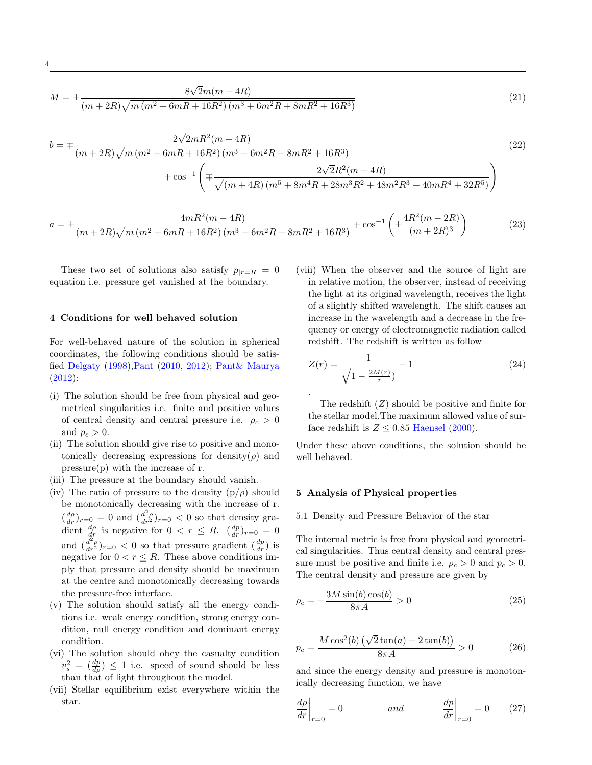$$M = \pm \frac{8\sqrt{2}m(m-4R)}{(m+2R)\sqrt{m\left(m^2+6mR+16R^2\right)\left(m^3+6m^2R+8mR^2+16R^3\right)}} \tag{21}$$

$$b = \mp \frac{2\sqrt{2}mR^2(m-4R)}{(m+2R)\sqrt{m\left(m^2+6mR+16R^2\right)\left(m^3+6m^2R+8mR^2+16R^3\right)}} + \cos^{-1}\left(\mp \frac{2\sqrt{2}R^2(m-4R)}{\sqrt{(m+4R)\left(m^5+8m^4R+28m^3R^2+48m^2R^3+40mR^4+32R^5\right)}}\right) \tag{22}$$

$$a = \pm \frac{4mR^2(m-4R)}{(m+2R)\sqrt{m\left(m^2+6mR+16R^2\right)\left(m^3+6m^2R+8mR^2+16R^3\right)}} + \cos^{-1}\left(\pm \frac{4R^2(m-2R)}{(m+2R)^3}\right) \tag{23}$$

These two set of solutions also satisfy $p_{|r=R} = 0$ equation i.e. pressure get vanished at the boundary.

## 4 Conditions for well behaved solution

For well-behaved nature of the solution in spherical coordinates, the following conditions should be satisfied Delgaty (1998),Pant (2010, 2012); Pant& Maurya (2012):

(i) The solution should be free from physical and geometrical singularities i.e. finite and positive values of central density and central pressure i.e. $\rho_c > 0$ and $p_c > 0$.

(ii) The solution should give rise to positive and monotonically decreasing expressions for density($\rho$) and pressure(p) with the increase of r.

(iii) The pressure at the boundary should vanish.

(iv) The ratio of pressure to the density (p/$\rho$) should be monotonically decreasing with the increase of r. $(\frac{d\rho}{dr})_{r=0} = 0$ and $(\frac{d^2\rho}{dr^2})_{r=0} < 0$ so that density gradient $\frac{d\rho}{dr}$ is negative for $0 < r \leq R$. $(\frac{dp}{dr})_{r=0} = 0$ and $(\frac{d^2p}{dr^2})_{r=0} < 0$ so that pressure gradient $(\frac{dp}{dr})$ is negative for $0 < r \leq R$. These above conditions imply that pressure and density should be maximum at the centre and monotonically decreasing towards the pressure-free interface.

(v) The solution should satisfy all the energy conditions i.e. weak energy condition, strong energy condition, null energy condition and dominant energy condition.

(vi) The solution should obey the casualty condition $v_s^2 = (\frac{dp}{d\rho}) \leq 1$ i.e. speed of sound should be less than that of light throughout the model.

(vii) Stellar equilibrium exist everywhere within the star.

(viii) When the observer and the source of light are in relative motion, the observer, instead of receiving the light at its original wavelength, receives the light of a slightly shifted wavelength. The shift causes an increase in the wavelength and a decrease in the frequency or energy of electromagnetic radiation called redshift. The redshift is written as follow

$$Z(r) = \frac{1}{\sqrt{1 - \frac{2M(r)}{r}})} - 1 \tag{24}$$

.

The redshift ($Z$) should be positive and finite for the stellar model.The maximum allowed value of surface redshift is $Z \leq 0.85$ Haensel (2000).

Under these above conditions, the solution should be well behaved.

## 5 Analysis of Physical properties

### 5.1 Density and Pressure Behavior of the star

The internal metric is free from physical and geometrical singularities. Thus central density and central pressure must be positive and finite i.e. $\rho_c > 0$ and $p_c > 0$. The central density and pressure are given by

$$\rho_c = -\frac{3M\sin(b)\cos(b)}{8\pi A} > 0 \tag{25}$$

$$p_c = \frac{M\cos^2(b)\left(\sqrt{2}\tan(a) + 2\tan(b)\right)}{8\pi A} > 0 \tag{26}$$

and since the energy density and pressure is monotonically decreasing function, we have

$$\left.\frac{d\rho}{dr}\right|_{r=0} = 0 \qquad and \qquad \left.\frac{dp}{dr}\right|_{r=0} = 0 \tag{27}$$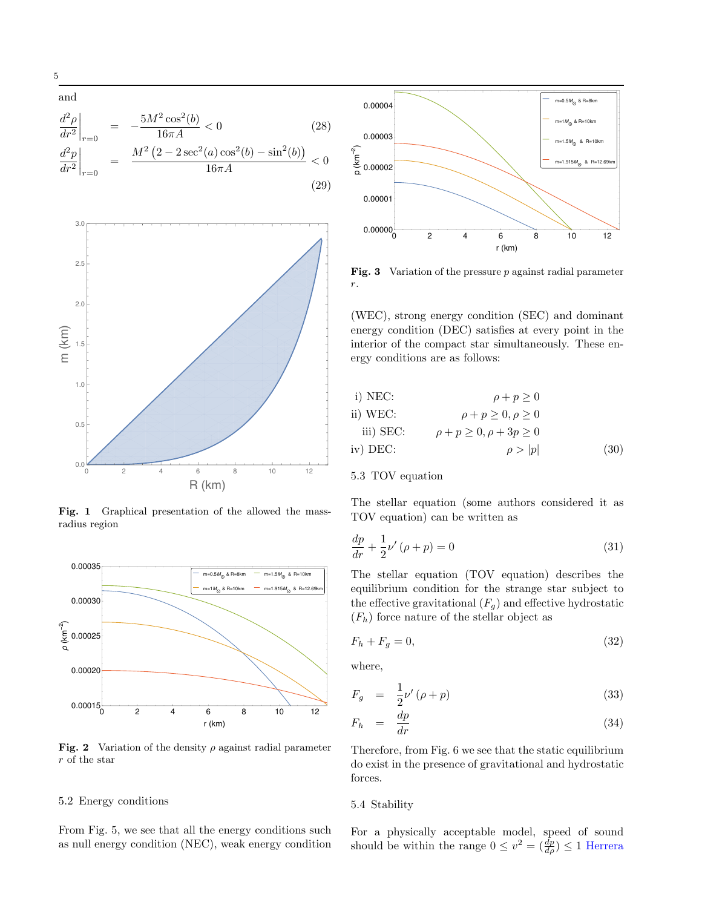and

$$\left.\frac{d^2\rho}{dr^2}\right|_{r=0} = -\frac{5M^2\cos^2(b)}{16\pi A} < 0 \quad (28)$$

$$\left.\frac{d^2p}{dr^2}\right|_{r=0} = \frac{M^2\left(2-2\sec^2(a)\cos^2(b)-\sin^2(b)\right)}{16\pi A} < 0 \quad (29)$$

m (km)
R (km)
0.0
0.5
1.0
1.5
2.0
2.5
3.0
0 2 4 6 8 10 12

**Fig. 1** Graphical presentation of the allowed the mass-radius region

ρ (km⁻²)
r (km)
0.00015
0.00020
0.00025
0.00030
0.00035
0 2 4 6 8 10 12
m=0.5M⊙ & R=8km
m=1M⊙ & R=10km
m=1.5M⊙ & R=10km
m=1.915M⊙ & R=12.69km

**Fig. 2** Variation of the density $\rho$ against radial parameter $r$ of the star

5.2 Energy conditions

From Fig. 5, we see that all the energy conditions such as null energy condition (NEC), weak energy condition

p (km⁻²)
r (km)
0.00000
0.00001
0.00002
0.00003
0.00004
0 2 4 6 8 10 12
m=0.5M⊙ & R=8km
m=1M⊙ & R=10km
m=1.5M⊙ & R=10km
m=1.915M⊙ & R=12.69km

**Fig. 3** Variation of the pressure $p$ against radial parameter $r$.

(WEC), strong energy condition (SEC) and dominant energy condition (DEC) satisfies at every point in the interior of the compact star simultaneously. These energy conditions are as follows:

i) NEC: $\rho + p \geq 0$
ii) WEC: $\rho + p \geq 0, \rho \geq 0$
iii) SEC: $\rho + p \geq 0, \rho + 3p \geq 0$
iv) DEC: $\rho > |p| \quad (30)$

5.3 TOV equation

The stellar equation (some authors considered it as TOV equation) can be written as

$$\frac{dp}{dr} + \frac{1}{2}\nu'(\rho + p) = 0 \quad (31)$$

The stellar equation (TOV equation) describes the equilibrium condition for the strange star subject to the effective gravitational ($F_g$) and effective hydrostatic ($F_h$) force nature of the stellar object as

$$F_h + F_g = 0, \quad (32)$$

where,

$$F_g = \frac{1}{2}\nu'(\rho + p) \quad (33)$$

$$F_h = \frac{dp}{dr} \quad (34)$$

Therefore, from Fig. 6 we see that the static equilibrium do exist in the presence of gravitational and hydrostatic forces.

5.4 Stability

For a physically acceptable model, speed of sound should be within the range $0 \leq v^2 = (\frac{dp}{d\rho}) \leq 1$ Herrera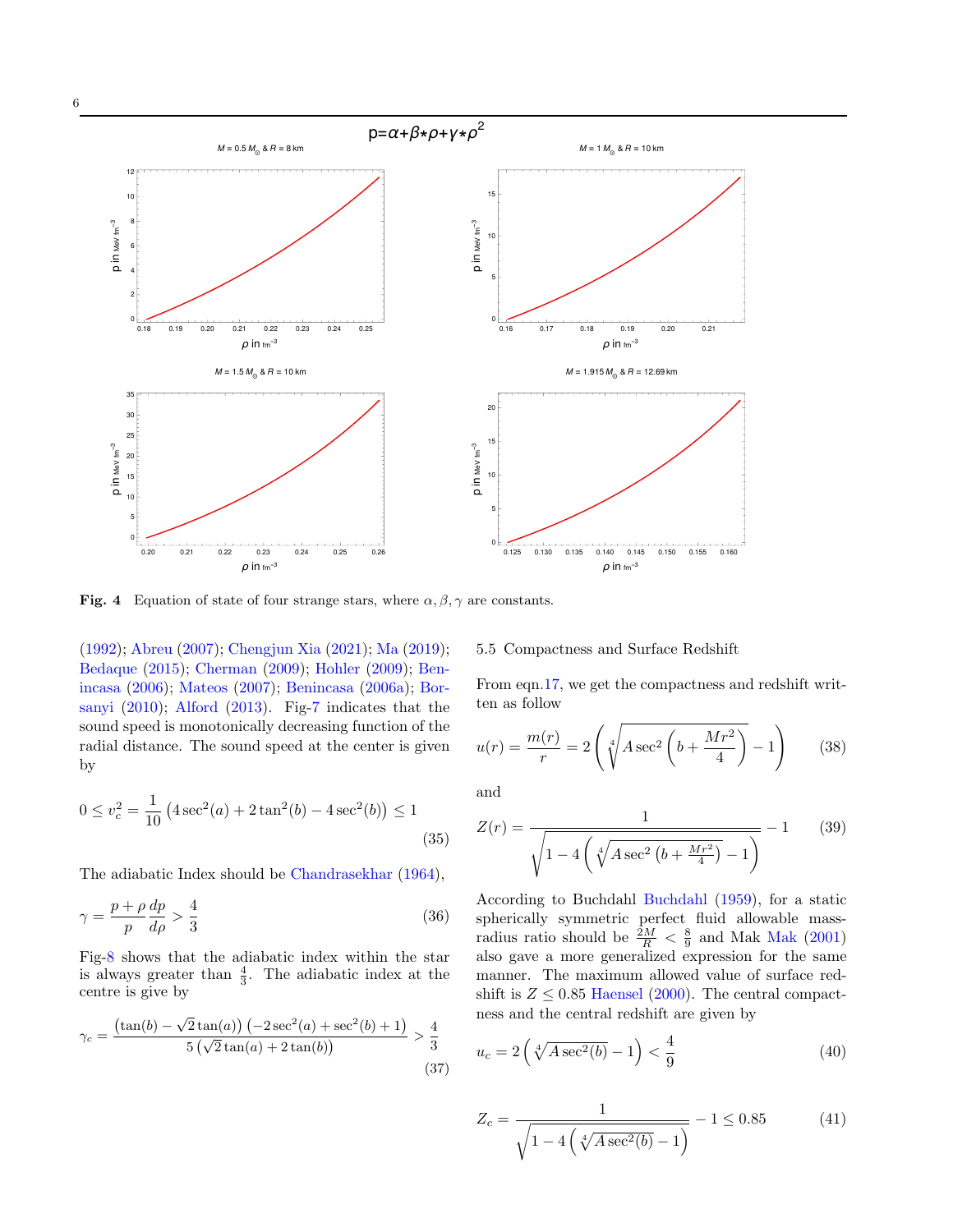p=α+β*ρ+γ*ρ^2

M = 0.5 $M_\odot$ & R = 8 km

p in MeV fm$^{-3}$

ρ in fm$^{-3}$

0.18 0.19 0.20 0.21 0.22 0.23 0.24 0.25

0 2 4 6 8 10 12

M = 1 $M_\odot$ & R = 10 km

p in MeV fm$^{-3}$

ρ in fm$^{-3}$

0.16 0.17 0.18 0.19 0.20 0.21

0 5 10 15

M = 1.5 $M_\odot$ & R = 10 km

p in MeV fm$^{-3}$

ρ in fm$^{-3}$

0.20 0.21 0.22 0.23 0.24 0.25 0.26

0 5 10 15 20 25 30 35

M = 1.915 $M_\odot$ & R = 12.69 km

p in MeV fm$^{-3}$

ρ in fm$^{-3}$

0.125 0.130 0.135 0.140 0.145 0.150 0.155 0.160

0 5 10 15 20

**Fig. 4** Equation of state of four strange stars, where $\alpha, \beta, \gamma$ are constants.

(1992); Abreu (2007); Chengjun Xia (2021); Ma (2019); Bedaque (2015); Cherman (2009); Hohler (2009); Benincasa (2006); Mateos (2007); Benincasa (2006a); Borsanyi (2010); Alford (2013). Fig-7 indicates that the sound speed is monotonically decreasing function of the radial distance. The sound speed at the center is given by

$$0 \leq v_c^2 = \frac{1}{10}\left(4\sec^2(a) + 2\tan^2(b) - 4\sec^2(b)\right) \leq 1 \tag{35}$$

The adiabatic Index should be Chandrasekhar (1964),

$$\gamma = \frac{p+\rho}{p}\frac{dp}{d\rho} > \frac{4}{3} \tag{36}$$

Fig-8 shows that the adiabatic index within the star is always greater than $\frac{4}{3}$. The adiabatic index at the centre is give by

$$\gamma_c = \frac{\left(\tan(b) - \sqrt{2}\tan(a)\right)\left(-2\sec^2(a) + \sec^2(b) + 1\right)}{5\left(\sqrt{2}\tan(a) + 2\tan(b)\right)} > \frac{4}{3} \tag{37}$$

5.5 Compactness and Surface Redshift

From eqn.17, we get the compactness and redshift written as follow

$$u(r) = \frac{m(r)}{r} = 2\left(\sqrt[4]{A\sec^2\left(b + \frac{Mr^2}{4}\right)} - 1\right) \tag{38}$$

and

$$Z(r) = \frac{1}{\sqrt{1 - 4\left(\sqrt[4]{A\sec^2\left(b + \frac{Mr^2}{4}\right)} - 1\right)}} - 1 \tag{39}$$

According to Buchdahl Buchdahl (1959), for a static spherically symmetric perfect fluid allowable mass-radius ratio should be $\frac{2M}{R} < \frac{8}{9}$ and Mak Mak (2001) also gave a more generalized expression for the same manner. The maximum allowed value of surface redshift is $Z \leq 0.85$ Haensel (2000). The central compactness and the central redshift are given by

$$u_c = 2\left(\sqrt[4]{A\sec^2(b)} - 1\right) < \frac{4}{9} \tag{40}$$

$$Z_c = \frac{1}{\sqrt{1 - 4\left(\sqrt[4]{A\sec^2(b)} - 1\right)}} - 1 \leq 0.85 \tag{41}$$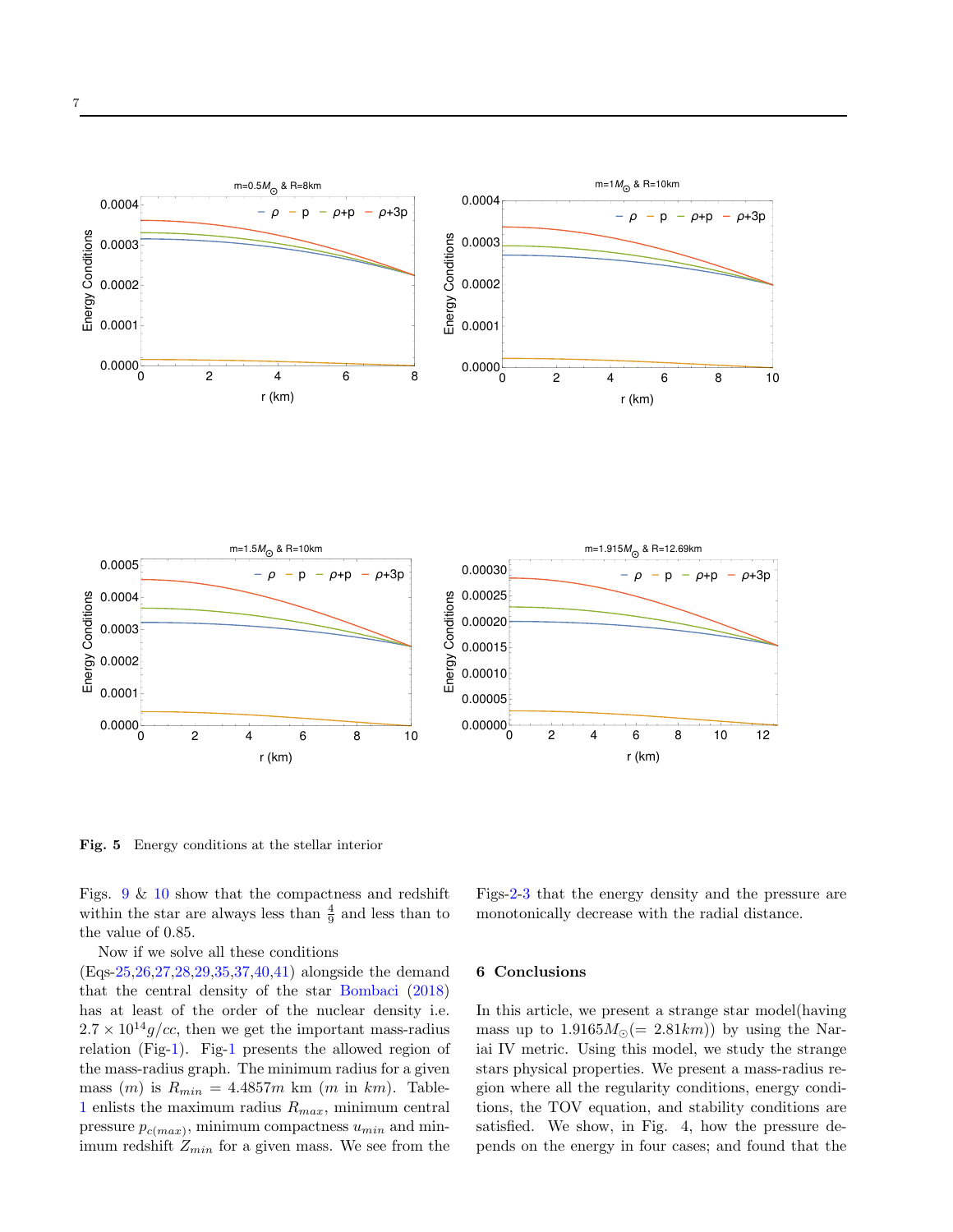m=0.5$M_\odot$ & R=8km

Energy Conditions

0.0004
0.0003
0.0002
0.0001
0.0000

0 2 4 6 8

r (km)

ρ p ρ+p ρ+3p

m=1$M_\odot$ & R=10km

Energy Conditions

0.0004
0.0003
0.0002
0.0001
0.0000

0 2 4 6 8 10

r (km)

ρ p ρ+p ρ+3p

m=1.5$M_\odot$ & R=10km

Energy Conditions

0.0005
0.0004
0.0003
0.0002
0.0001
0.0000

0 2 4 6 8 10

r (km)

ρ p ρ+p ρ+3p

m=1.915$M_\odot$ & R=12.69km

Energy Conditions

0.00030
0.00025
0.00020
0.00015
0.00010
0.00005
0.00000

0 2 4 6 8 10 12

r (km)

ρ p ρ+p ρ+3p

**Fig. 5** Energy conditions at the stellar interior

Figs. 9 & 10 show that the compactness and redshift within the star are always less than $\frac{4}{9}$ and less than to the value of 0.85.

Now if we solve all these conditions (Eqs-25,26,27,28,29,35,37,40,41) alongside the demand that the central density of the star Bombaci (2018) has at least of the order of the nuclear density i.e. $2.7 \times 10^{14} g/cc$, then we get the important mass-radius relation (Fig-1). Fig-1 presents the allowed region of the mass-radius graph. The minimum radius for a given mass ($m$) is $R_{min} = 4.4857m$ km ($m$ in $km$). Table-1 enlists the maximum radius $R_{max}$, minimum central pressure $p_{c(max)}$, minimum compactness $u_{min}$ and minimum redshift $Z_{min}$ for a given mass. We see from the Figs-2-3 that the energy density and the pressure are monotonically decrease with the radial distance.

## 6 Conclusions

In this article, we present a strange star model(having mass up to $1.9165M_\odot(= 2.81km)$) by using the Nariai IV metric. Using this model, we study the strange stars physical properties. We present a mass-radius region where all the regularity conditions, energy conditions, the TOV equation, and stability conditions are satisfied. We show, in Fig. 4, how the pressure depends on the energy in four cases; and found that the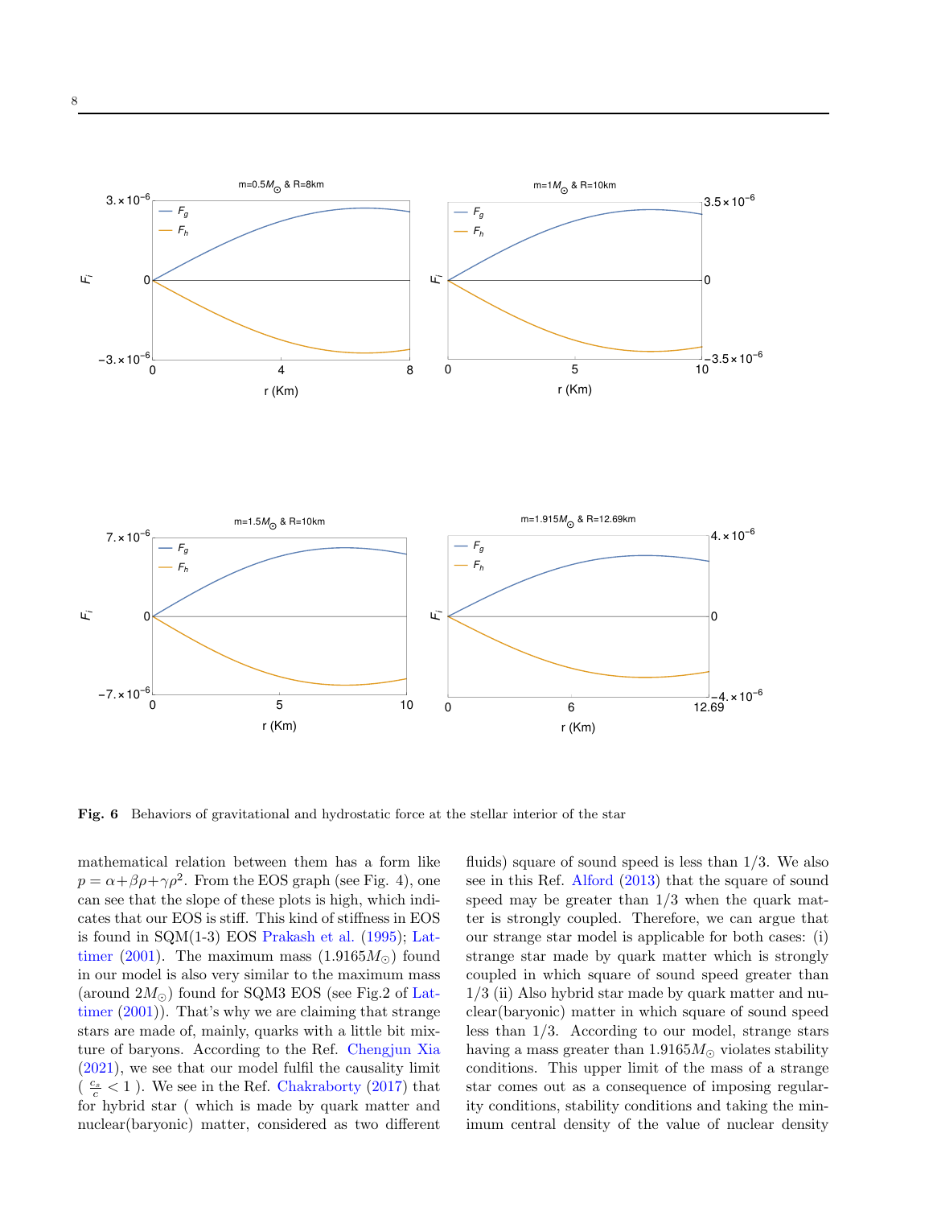m=0.5$M_\odot$ & R=8km

$3.\times10^{-6}$

$F_g$

$F_h$

$F_i$

0

$-3.\times10^{-6}$

0 4 8

r (Km)

m=1$M_\odot$ & R=10km

$3.5\times10^{-6}$

$F_g$

$F_h$

$F_i$

0

$-3.5\times10^{-6}$

0 5 10

r (Km)

m=1.5$M_\odot$ & R=10km

$7.\times10^{-6}$

$F_g$

$F_h$

$F_i$

0

$-7.\times10^{-6}$

0 5 10

r (Km)

m=1.915$M_\odot$ & R=12.69km

$4.\times10^{-6}$

$F_g$

$F_h$

$F_i$

0

$-4.\times10^{-6}$

0 6 12.69

r (Km)

**Fig. 6** Behaviors of gravitational and hydrostatic force at the stellar interior of the star

mathematical relation between them has a form like $p = \alpha+\beta\rho+\gamma\rho^2$. From the EOS graph (see Fig. 4), one can see that the slope of these plots is high, which indicates that our EOS is stiff. This kind of stiffness in EOS is found in SQM(1-3) EOS Prakash et al. (1995); Lattimer (2001). The maximum mass ($1.9165M_\odot$) found in our model is also very similar to the maximum mass (around $2M_\odot$) found for SQM3 EOS (see Fig.2 of Lattimer (2001)). That's why we are claiming that strange stars are made of, mainly, quarks with a little bit mixture of baryons. According to the Ref. Chengjun Xia (2021), we see that our model fulfil the causality limit ( $\frac{c_s}{c} < 1$ ). We see in the Ref. Chakraborty (2017) that for hybrid star ( which is made by quark matter and nuclear(baryonic) matter, considered as two different fluids) square of sound speed is less than 1/3. We also see in this Ref. Alford (2013) that the square of sound speed may be greater than 1/3 when the quark matter is strongly coupled. Therefore, we can argue that our strange star model is applicable for both cases: (i) strange star made by quark matter which is strongly coupled in which square of sound speed greater than 1/3 (ii) Also hybrid star made by quark matter and nuclear(baryonic) matter in which square of sound speed less than 1/3. According to our model, strange stars having a mass greater than $1.9165M_\odot$ violates stability conditions. This upper limit of the mass of a strange star comes out as a consequence of imposing regularity conditions, stability conditions and taking the minimum central density of the value of nuclear density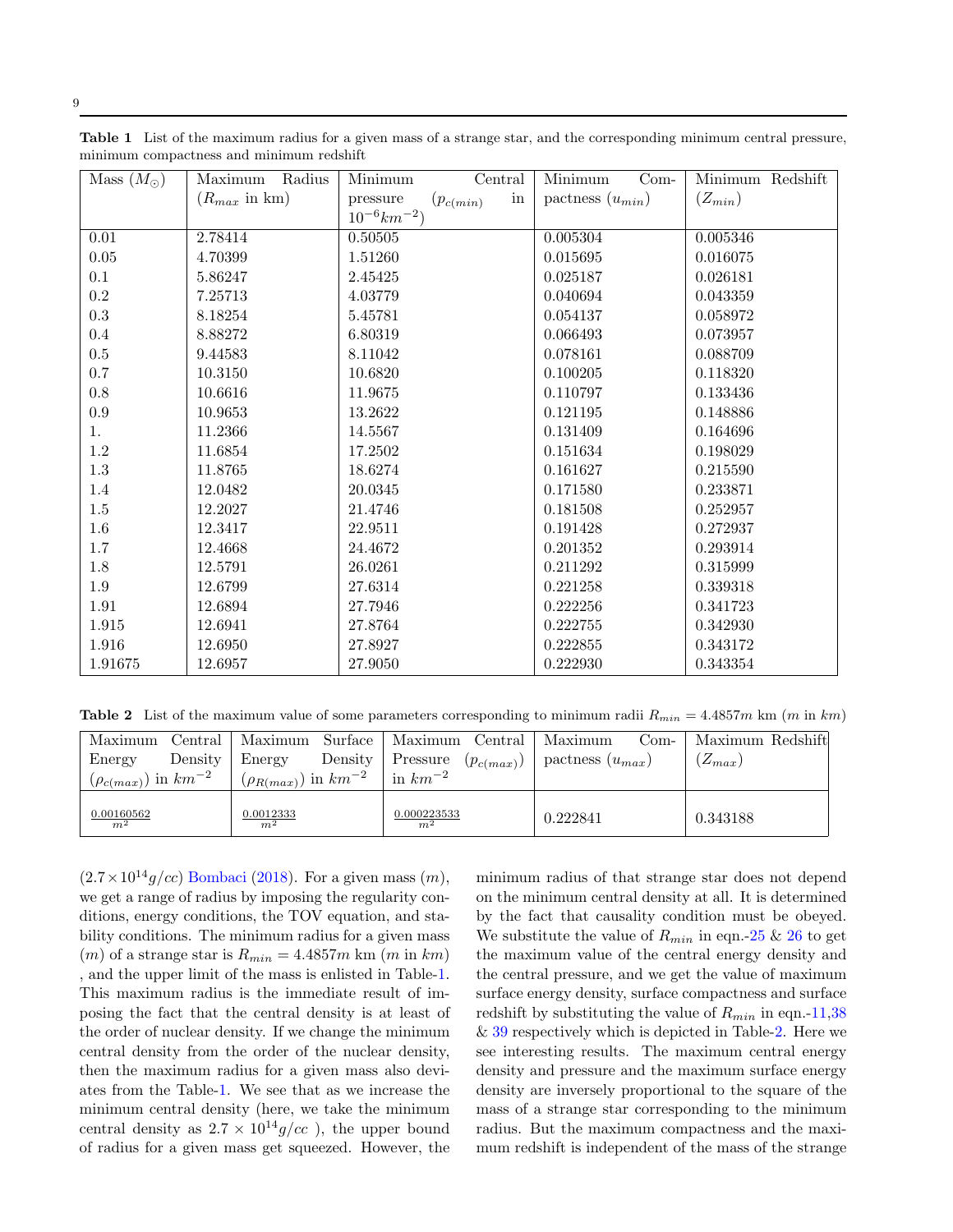**Table 1** List of the maximum radius for a given mass of a strange star, and the corresponding minimum central pressure, minimum compactness and minimum redshift

| Mass ($M_{\odot}$) | Maximum Radius ($R_{max}$ in km) | Minimum Central pressure ($p_{c(min)}$ in $10^{-6}km^{-2}$) | Minimum Compactness ($u_{min}$) | Minimum Redshift ($Z_{min}$) |
|---|---|---|---|---|
| 0.01 | 2.78414 | 0.50505 | 0.005304 | 0.005346 |
| 0.05 | 4.70399 | 1.51260 | 0.015695 | 0.016075 |
| 0.1 | 5.86247 | 2.45425 | 0.025187 | 0.026181 |
| 0.2 | 7.25713 | 4.03779 | 0.040694 | 0.043359 |
| 0.3 | 8.18254 | 5.45781 | 0.054137 | 0.058972 |
| 0.4 | 8.88272 | 6.80319 | 0.066493 | 0.073957 |
| 0.5 | 9.44583 | 8.11042 | 0.078161 | 0.088709 |
| 0.7 | 10.3150 | 10.6820 | 0.100205 | 0.118320 |
| 0.8 | 10.6616 | 11.9675 | 0.110797 | 0.133436 |
| 0.9 | 10.9653 | 13.2622 | 0.121195 | 0.148886 |
| 1. | 11.2366 | 14.5567 | 0.131409 | 0.164696 |
| 1.2 | 11.6854 | 17.2502 | 0.151634 | 0.198029 |
| 1.3 | 11.8765 | 18.6274 | 0.161627 | 0.215590 |
| 1.4 | 12.0482 | 20.0345 | 0.171580 | 0.233871 |
| 1.5 | 12.2027 | 21.4746 | 0.181508 | 0.252957 |
| 1.6 | 12.3417 | 22.9511 | 0.191428 | 0.272937 |
| 1.7 | 12.4668 | 24.4672 | 0.201352 | 0.293914 |
| 1.8 | 12.5791 | 26.0261 | 0.211292 | 0.315999 |
| 1.9 | 12.6799 | 27.6314 | 0.221258 | 0.339318 |
| 1.91 | 12.6894 | 27.7946 | 0.222256 | 0.341723 |
| 1.915 | 12.6941 | 27.8764 | 0.222755 | 0.342930 |
| 1.916 | 12.6950 | 27.8927 | 0.222855 | 0.343172 |
| 1.91675 | 12.6957 | 27.9050 | 0.222930 | 0.343354 |

**Table 2** List of the maximum value of some parameters corresponding to minimum radii $R_{min} = 4.4857m$ km ($m$ in $km$)

| Maximum Central Energy Density ($\rho_{c(max)}$) in $km^{-2}$ | Maximum Surface Energy Density ($\rho_{R(max)}$) in $km^{-2}$ | Maximum Central Pressure ($p_{c(max)}$) in $km^{-2}$ | Maximum Compactness ($u_{max}$) | Maximum Redshift ($Z_{max}$) |
|---|---|---|---|---|
| $\frac{0.00160562}{m^2}$ | $\frac{0.0012333}{m^2}$ | $\frac{0.000223533}{m^2}$ | 0.222841 | 0.343188 |

$(2.7\times10^{14}g/cc)$ Bombaci (2018). For a given mass ($m$), we get a range of radius by imposing the regularity conditions, energy conditions, the TOV equation, and stability conditions. The minimum radius for a given mass ($m$) of a strange star is $R_{min} = 4.4857m$ km ($m$ in $km$) , and the upper limit of the mass is enlisted in Table-1. This maximum radius is the immediate result of imposing the fact that the central density is at least of the order of nuclear density. If we change the minimum central density from the order of the nuclear density, then the maximum radius for a given mass also deviates from the Table-1. We see that as we increase the minimum central density (here, we take the minimum central density as $2.7 \times 10^{14}g/cc$ ), the upper bound of radius for a given mass get squeezed. However, the minimum radius of that strange star does not depend on the minimum central density at all. It is determined by the fact that causality condition must be obeyed. We substitute the value of $R_{min}$ in eqn.-25 & 26 to get the maximum value of the central energy density and the central pressure, and we get the value of maximum surface energy density, surface compactness and surface redshift by substituting the value of $R_{min}$ in eqn.-11,38 & 39 respectively which is depicted in Table-2. Here we see interesting results. The maximum central energy density and pressure and the maximum surface energy density are inversely proportional to the square of the mass of a strange star corresponding to the minimum radius. But the maximum compactness and the maximum redshift is independent of the mass of the strange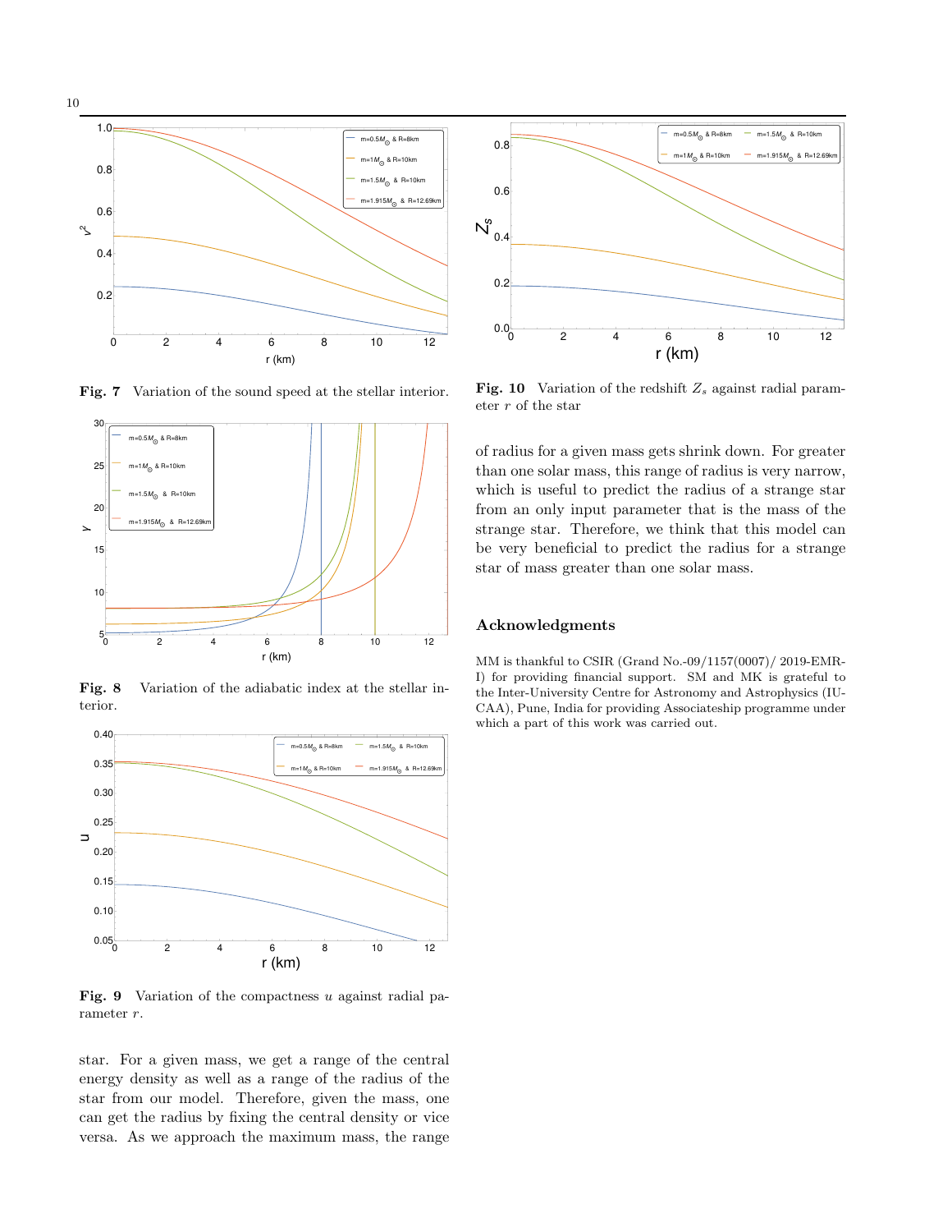m=0.5$M_\odot$ & R=8km
m=1$M_\odot$ & R=10km
m=1.5$M_\odot$ & R=10km
m=1.915$M_\odot$ & R=12.69km

**Fig. 7** Variation of the sound speed at the stellar interior.

m=0.5$M_\odot$ & R=8km
m=1$M_\odot$ & R=10km
m=1.5$M_\odot$ & R=10km
m=1.915$M_\odot$ & R=12.69km

**Fig. 8** Variation of the adiabatic index at the stellar interior.

m=0.5$M_\odot$ & R=8km
m=1$M_\odot$ & R=10km
m=1.5$M_\odot$ & R=10km
m=1.915$M_\odot$ & R=12.69km

**Fig. 9** Variation of the compactness $u$ against radial parameter $r$.

star. For a given mass, we get a range of the central energy density as well as a range of the radius of the star from our model. Therefore, given the mass, one can get the radius by fixing the central density or vice versa. As we approach the maximum mass, the range

m=0.5$M_\odot$ & R=8km
m=1$M_\odot$ & R=10km
m=1.5$M_\odot$ & R=10km
m=1.915$M_\odot$ & R=12.69km

**Fig. 10** Variation of the redshift $Z_s$ against radial parameter $r$ of the star

of radius for a given mass gets shrink down. For greater than one solar mass, this range of radius is very narrow, which is useful to predict the radius of a strange star from an only input parameter that is the mass of the strange star. Therefore, we think that this model can be very beneficial to predict the radius for a strange star of mass greater than one solar mass.

## Acknowledgments

MM is thankful to CSIR (Grand No.-09/1157(0007)/ 2019-EMR-I) for providing financial support. SM and MK is grateful to the Inter-University Centre for Astronomy and Astrophysics (IUCAA), Pune, India for providing Associateship programme under which a part of this work was carried out.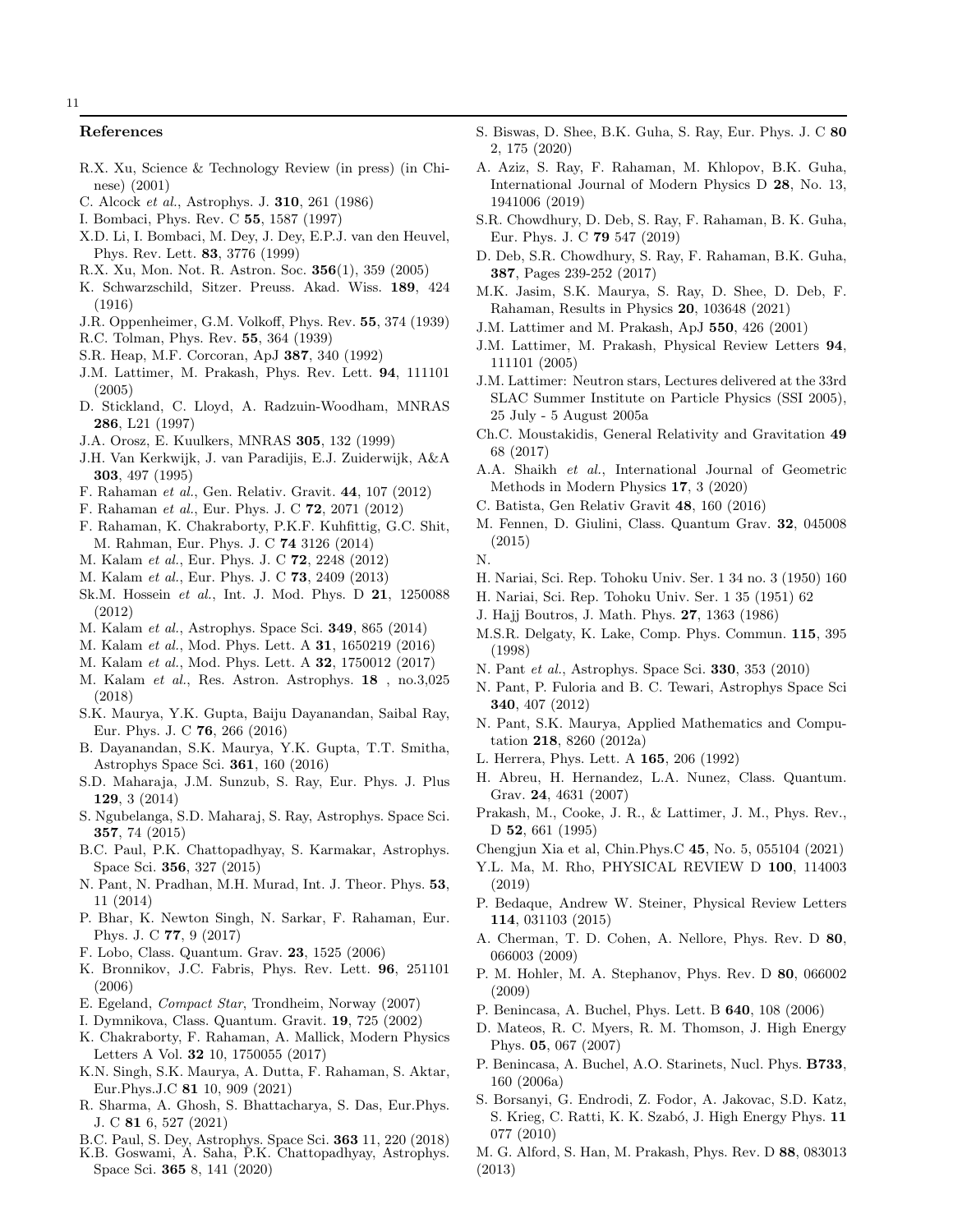## References

R.X. Xu, Science & Technology Review (in press) (in Chinese) (2001)

C. Alcock *et al.*, Astrophys. J. **310**, 261 (1986)

I. Bombaci, Phys. Rev. C **55**, 1587 (1997)

X.D. Li, I. Bombaci, M. Dey, J. Dey, E.P.J. van den Heuvel, Phys. Rev. Lett. **83**, 3776 (1999)

R.X. Xu, Mon. Not. R. Astron. Soc. **356**(1), 359 (2005)

K. Schwarzschild, Sitzer. Preuss. Akad. Wiss. **189**, 424 (1916)

J.R. Oppenheimer, G.M. Volkoff, Phys. Rev. **55**, 374 (1939)

R.C. Tolman, Phys. Rev. **55**, 364 (1939)

S.R. Heap, M.F. Corcoran, ApJ **387**, 340 (1992)

J.M. Lattimer, M. Prakash, Phys. Rev. Lett. **94**, 111101 (2005)

D. Stickland, C. Lloyd, A. Radzuin-Woodham, MNRAS **286**, L21 (1997)

J.A. Orosz, E. Kuulkers, MNRAS **305**, 132 (1999)

J.H. Van Kerkwijk, J. van Paradijis, E.J. Zuiderwijk, A&A **303**, 497 (1995)

F. Rahaman *et al.*, Gen. Relativ. Gravit. **44**, 107 (2012)

F. Rahaman *et al.*, Eur. Phys. J. C **72**, 2071 (2012)

F. Rahaman, K. Chakraborty, P.K.F. Kuhfittig, G.C. Shit, M. Rahman, Eur. Phys. J. C **74** 3126 (2014)

M. Kalam *et al.*, Eur. Phys. J. C **72**, 2248 (2012)

M. Kalam *et al.*, Eur. Phys. J. C **73**, 2409 (2013)

Sk.M. Hossein *et al.*, Int. J. Mod. Phys. D **21**, 1250088 (2012)

M. Kalam *et al.*, Astrophys. Space Sci. **349**, 865 (2014)

M. Kalam *et al.*, Mod. Phys. Lett. A **31**, 1650219 (2016)

M. Kalam *et al.*, Mod. Phys. Lett. A **32**, 1750012 (2017)

M. Kalam *et al.*, Res. Astron. Astrophys. **18** , no.3,025 (2018)

S.K. Maurya, Y.K. Gupta, Baiju Dayanandan, Saibal Ray, Eur. Phys. J. C **76**, 266 (2016)

B. Dayanandan, S.K. Maurya, Y.K. Gupta, T.T. Smitha, Astrophys Space Sci. **361**, 160 (2016)

S.D. Maharaja, J.M. Sunzub, S. Ray, Eur. Phys. J. Plus **129**, 3 (2014)

S. Ngubelanga, S.D. Maharaj, S. Ray, Astrophys. Space Sci. **357**, 74 (2015)

B.C. Paul, P.K. Chattopadhyay, S. Karmakar, Astrophys. Space Sci. **356**, 327 (2015)

N. Pant, N. Pradhan, M.H. Murad, Int. J. Theor. Phys. **53**, 11 (2014)

P. Bhar, K. Newton Singh, N. Sarkar, F. Rahaman, Eur. Phys. J. C **77**, 9 (2017)

F. Lobo, Class. Quantum. Grav. **23**, 1525 (2006)

K. Bronnikov, J.C. Fabris, Phys. Rev. Lett. **96**, 251101 (2006)

E. Egeland, *Compact Star*, Trondheim, Norway (2007)

I. Dymnikova, Class. Quantum. Gravit. **19**, 725 (2002)

K. Chakraborty, F. Rahaman, A. Mallick, Modern Physics Letters A Vol. **32** 10, 1750055 (2017)

K.N. Singh, S.K. Maurya, A. Dutta, F. Rahaman, S. Aktar, Eur.Phys.J.C **81** 10, 909 (2021)

R. Sharma, A. Ghosh, S. Bhattacharya, S. Das, Eur.Phys. J. C **81** 6, 527 (2021)

B.C. Paul, S. Dey, Astrophys. Space Sci. **363** 11, 220 (2018)

K.B. Goswami, A. Saha, P.K. Chattopadhyay, Astrophys. Space Sci. **365** 8, 141 (2020)

S. Biswas, D. Shee, B.K. Guha, S. Ray, Eur. Phys. J. C **80** 2, 175 (2020)

A. Aziz, S. Ray, F. Rahaman, M. Khlopov, B.K. Guha, International Journal of Modern Physics D **28**, No. 13, 1941006 (2019)

S.R. Chowdhury, D. Deb, S. Ray, F. Rahaman, B. K. Guha, Eur. Phys. J. C **79** 547 (2019)

D. Deb, S.R. Chowdhury, S. Ray, F. Rahaman, B.K. Guha, **387**, Pages 239-252 (2017)

M.K. Jasim, S.K. Maurya, S. Ray, D. Shee, D. Deb, F. Rahaman, Results in Physics **20**, 103648 (2021)

J.M. Lattimer and M. Prakash, ApJ **550**, 426 (2001)

J.M. Lattimer, M. Prakash, Physical Review Letters **94**, 111101 (2005)

J.M. Lattimer: Neutron stars, Lectures delivered at the 33rd SLAC Summer Institute on Particle Physics (SSI 2005), 25 July - 5 August 2005a

Ch.C. Moustakidis, General Relativity and Gravitation **49** 68 (2017)

A.A. Shaikh *et al.*, International Journal of Geometric Methods in Modern Physics **17**, 3 (2020)

C. Batista, Gen Relativ Gravit **48**, 160 (2016)

M. Fennen, D. Giulini, Class. Quantum Grav. **32**, 045008 (2015)

N.

H. Nariai, Sci. Rep. Tohoku Univ. Ser. 1 34 no. 3 (1950) 160

H. Nariai, Sci. Rep. Tohoku Univ. Ser. 1 35 (1951) 62

J. Hajj Boutros, J. Math. Phys. **27**, 1363 (1986)

M.S.R. Delgaty, K. Lake, Comp. Phys. Commun. **115**, 395 (1998)

N. Pant *et al.*, Astrophys. Space Sci. **330**, 353 (2010)

N. Pant, P. Fuloria and B. C. Tewari, Astrophys Space Sci **340**, 407 (2012)

N. Pant, S.K. Maurya, Applied Mathematics and Computation **218**, 8260 (2012a)

L. Herrera, Phys. Lett. A **165**, 206 (1992)

H. Abreu, H. Hernandez, L.A. Nunez, Class. Quantum. Grav. **24**, 4631 (2007)

Prakash, M., Cooke, J. R., & Lattimer, J. M., Phys. Rev., D **52**, 661 (1995)

Chengjun Xia et al, Chin.Phys.C **45**, No. 5, 055104 (2021)

Y.L. Ma, M. Rho, PHYSICAL REVIEW D **100**, 114003 (2019)

P. Bedaque, Andrew W. Steiner, Physical Review Letters **114**, 031103 (2015)

A. Cherman, T. D. Cohen, A. Nellore, Phys. Rev. D **80**, 066003 (2009)

P. M. Hohler, M. A. Stephanov, Phys. Rev. D **80**, 066002 (2009)

P. Benincasa, A. Buchel, Phys. Lett. B **640**, 108 (2006)

D. Mateos, R. C. Myers, R. M. Thomson, J. High Energy Phys. **05**, 067 (2007)

P. Benincasa, A. Buchel, A.O. Starinets, Nucl. Phys. **B733**, 160 (2006a)

S. Borsanyi, G. Endrodi, Z. Fodor, A. Jakovac, S.D. Katz, S. Krieg, C. Ratti, K. K. Szabó, J. High Energy Phys. **11** 077 (2010)

M. G. Alford, S. Han, M. Prakash, Phys. Rev. D **88**, 083013 (2013)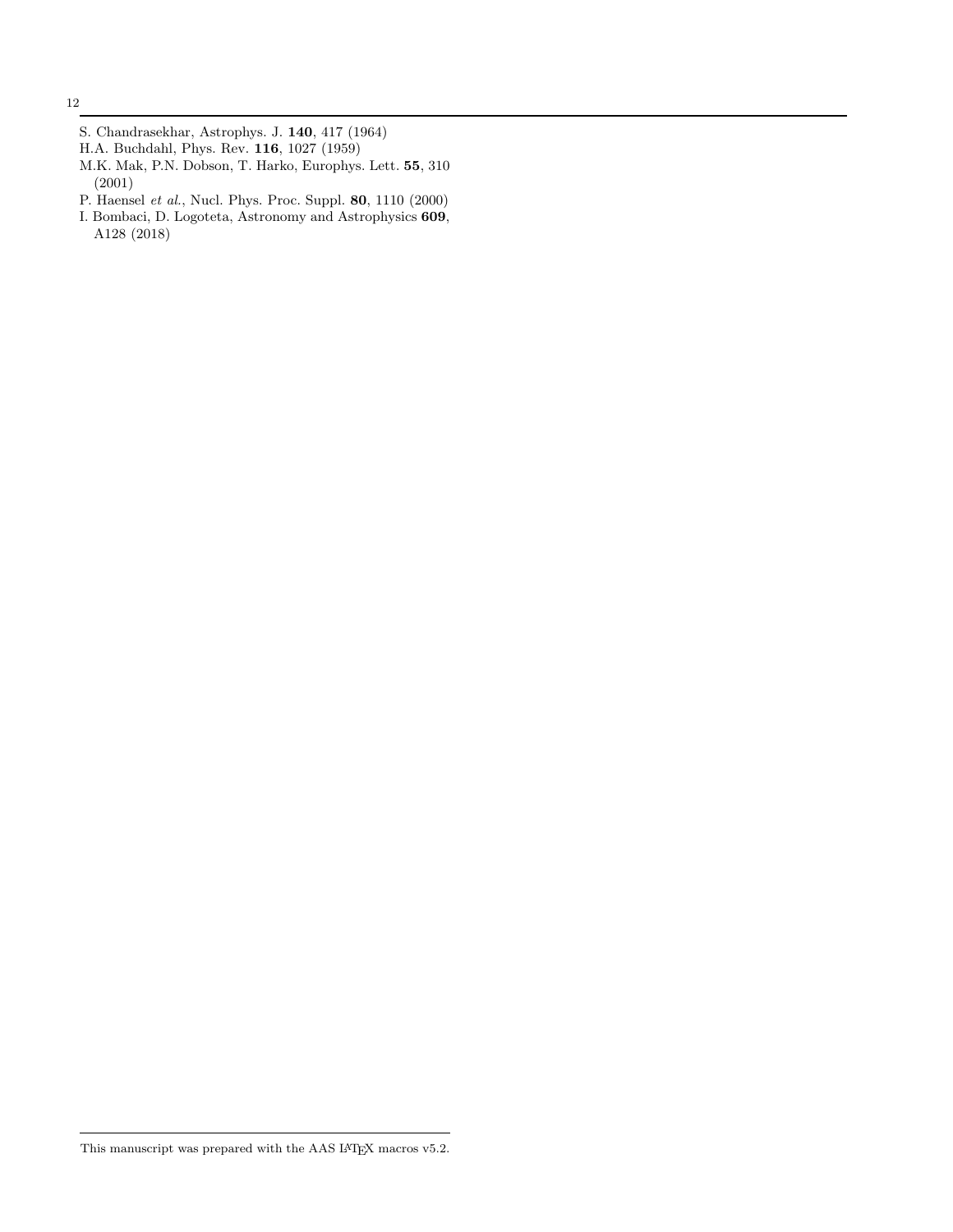S. Chandrasekhar, Astrophys. J. **140**, 417 (1964)

H.A. Buchdahl, Phys. Rev. **116**, 1027 (1959)

M.K. Mak, P.N. Dobson, T. Harko, Europhys. Lett. **55**, 310 (2001)

P. Haensel *et al.*, Nucl. Phys. Proc. Suppl. **80**, 1110 (2000)

I. Bombaci, D. Logoteta, Astronomy and Astrophysics **609**, A128 (2018)

This manuscript was prepared with the AAS LaTeX macros v5.2.